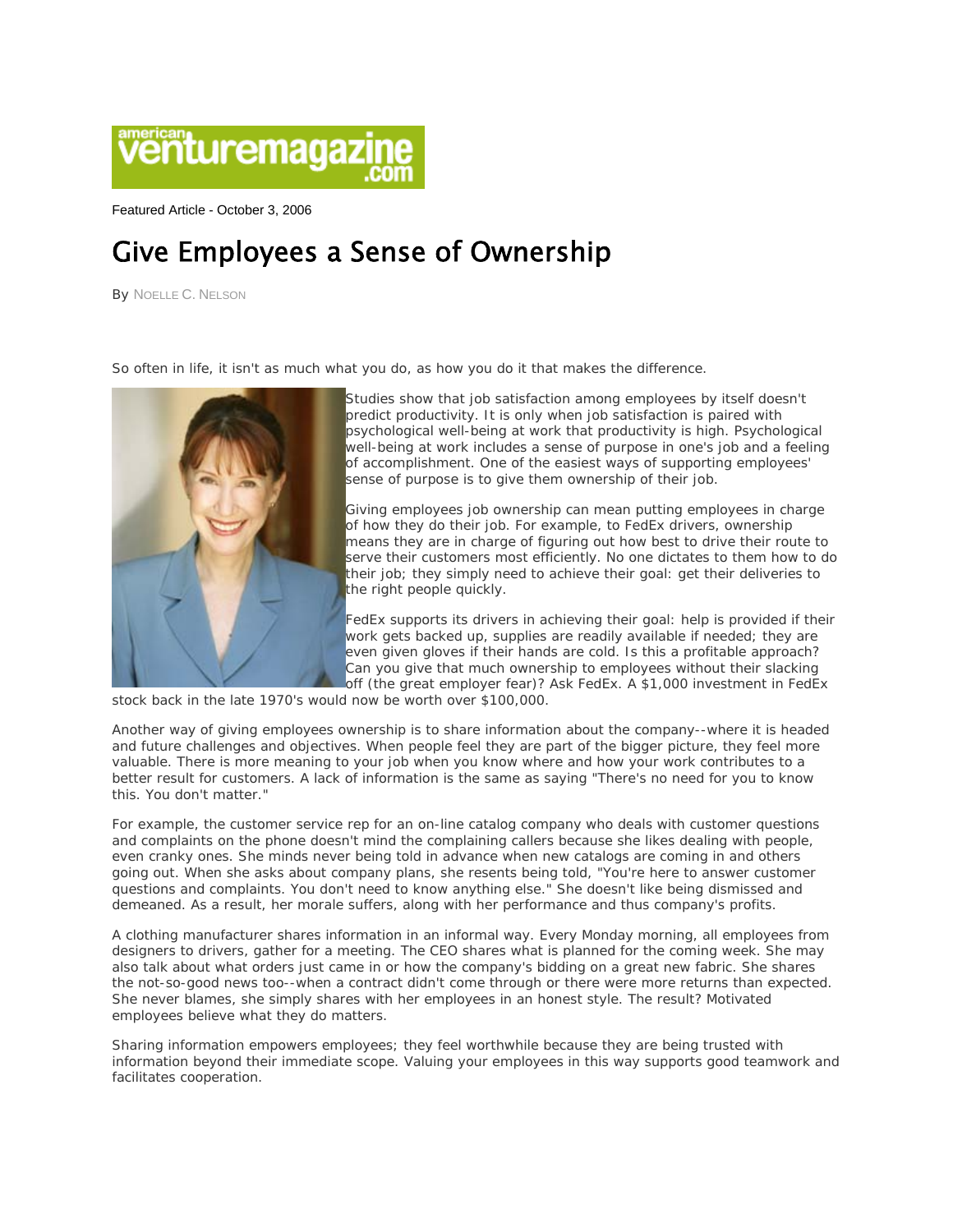americanventuremagazine.com

Featured Article - October 3, 2006

# Give Employees a Sense of Ownership

By Noelle C. Nelson

So often in life, it isn't as much what you do, as how you do it that makes the difference.

Studies show that job satisfaction among employees by itself doesn't predict productivity. It is only when job satisfaction is paired with psychological well-being at work that productivity is high. Psychological well-being at work includes a sense of purpose in one's job and a feeling of accomplishment. One of the easiest ways of supporting employees' sense of purpose is to give them ownership of their job.

Giving employees job ownership can mean putting employees in charge of how they do their job. For example, to FedEx drivers, ownership means they are in charge of figuring out how best to drive their route to serve their customers most efficiently. No one dictates to them how to do their job; they simply need to achieve their goal: get their deliveries to the right people quickly.

FedEx supports its drivers in achieving their goal: help is provided if their work gets backed up, supplies are readily available if needed; they are even given gloves if their hands are cold. Is this a profitable approach? Can you give that much ownership to employees without their slacking off (the great employer fear)? Ask FedEx. A $1,000 investment in FedEx stock back in the late 1970's would now be worth over $100,000.

Another way of giving employees ownership is to share information about the company--where it is headed and future challenges and objectives. When people feel they are part of the bigger picture, they feel more valuable. There is more meaning to your job when you know where and how your work contributes to a better result for customers. A lack of information is the same as saying "There's no need for you to know this. You don't matter."

For example, the customer service rep for an on-line catalog company who deals with customer questions and complaints on the phone doesn't mind the complaining callers because she likes dealing with people, even cranky ones. She minds never being told in advance when new catalogs are coming in and others going out. When she asks about company plans, she resents being told, "You're here to answer customer questions and complaints. You don't need to know anything else." She doesn't like being dismissed and demeaned. As a result, her morale suffers, along with her performance and thus company's profits.

A clothing manufacturer shares information in an informal way. Every Monday morning, all employees from designers to drivers, gather for a meeting. The CEO shares what is planned for the coming week. She may also talk about what orders just came in or how the company's bidding on a great new fabric. She shares the not-so-good news too--when a contract didn't come through or there were more returns than expected. She never blames, she simply shares with her employees in an honest style. The result? Motivated employees believe what they do matters.

Sharing information empowers employees; they feel worthwhile because they are being trusted with information beyond their immediate scope. Valuing your employees in this way supports good teamwork and facilitates cooperation.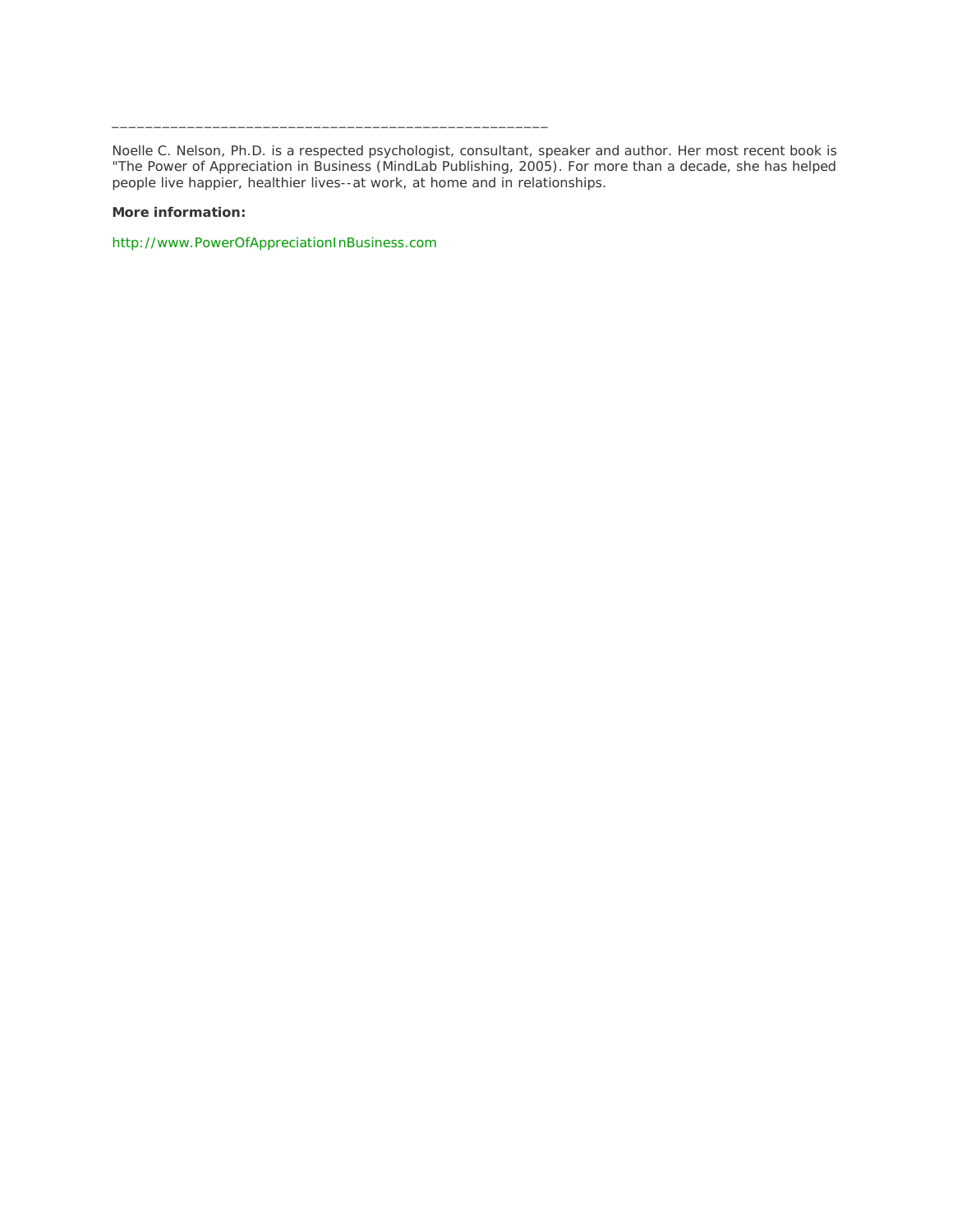\_\_\_\_\_\_\_\_\_\_\_\_\_\_\_\_\_\_\_\_\_\_\_\_\_\_\_\_\_\_\_\_\_\_\_\_\_\_\_\_\_\_\_\_\_\_\_\_\_\_\_\_\_\_\_\_\_\_\_\_\_

Noelle C. Nelson, Ph.D. is a respected psychologist, consultant, speaker and author. Her most recent book is "The Power of Appreciation in Business (MindLab Publishing, 2005). For more than a decade, she has helped people live happier, healthier lives--at work, at home and in relationships.

**More information:**

http://www.PowerOfAppreciationInBusiness.com